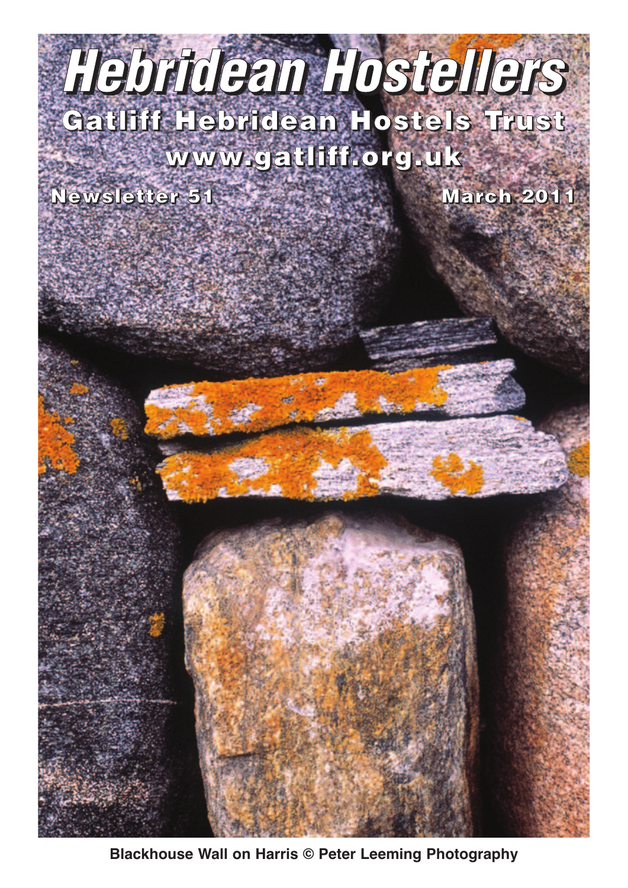# Hebridean Hostellers

## Gatliff Hebridean Hostels Trust

www.gatliff.org.uk

Newsletter 51

March 2011

Blackhouse Wall on Harris © Peter Leeming Photography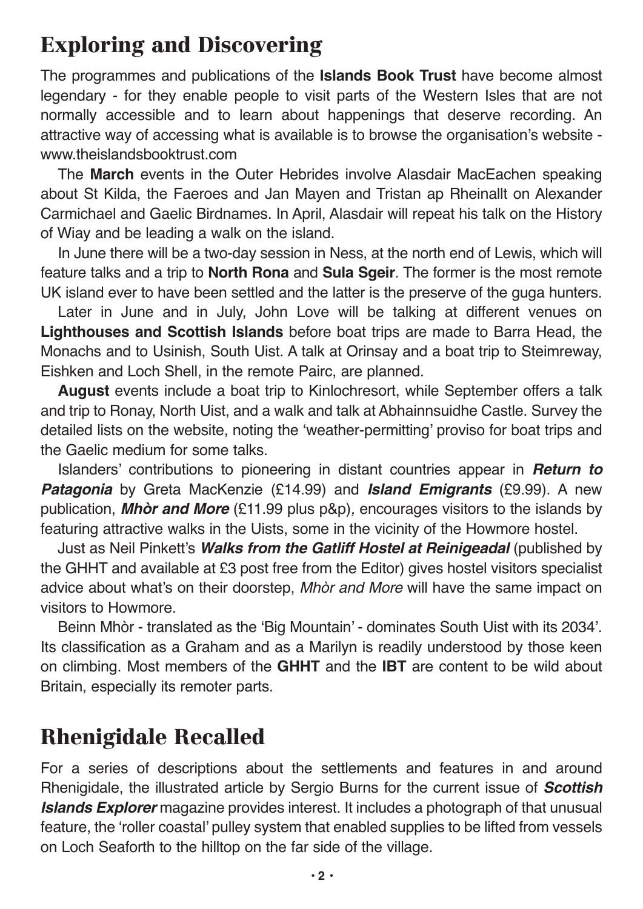## Exploring and Discovering

The programmes and publications of the **Islands Book Trust** have become almost legendary - for they enable people to visit parts of the Western Isles that are not normally accessible and to learn about happenings that deserve recording. An attractive way of accessing what is available is to browse the organisation's website - www.theislandsbooktrust.com

The **March** events in the Outer Hebrides involve Alasdair MacEachen speaking about St Kilda, the Faeroes and Jan Mayen and Tristan ap Rheinallt on Alexander Carmichael and Gaelic Birdnames. In April, Alasdair will repeat his talk on the History of Wiay and be leading a walk on the island.

In June there will be a two-day session in Ness, at the north end of Lewis, which will feature talks and a trip to **North Rona** and **Sula Sgeir**. The former is the most remote UK island ever to have been settled and the latter is the preserve of the guga hunters.

Later in June and in July, John Love will be talking at different venues on **Lighthouses and Scottish Islands** before boat trips are made to Barra Head, the Monachs and to Usinish, South Uist. A talk at Orinsay and a boat trip to Steimreway, Eishken and Loch Shell, in the remote Pairc, are planned.

**August** events include a boat trip to Kinlochresort, while September offers a talk and trip to Ronay, North Uist, and a walk and talk at Abhainnsuidhe Castle. Survey the detailed lists on the website, noting the 'weather-permitting' proviso for boat trips and the Gaelic medium for some talks.

Islanders' contributions to pioneering in distant countries appear in ***Return to Patagonia*** by Greta MacKenzie (£14.99) and ***Island Emigrants*** (£9.99). A new publication, ***Mhòr and More*** (£11.99 plus p&p), encourages visitors to the islands by featuring attractive walks in the Uists, some in the vicinity of the Howmore hostel.

Just as Neil Pinkett's ***Walks from the Gatliff Hostel at Reinigeadal*** (published by the GHHT and available at £3 post free from the Editor) gives hostel visitors specialist advice about what's on their doorstep, *Mhòr and More* will have the same impact on visitors to Howmore.

Beinn Mhòr - translated as the 'Big Mountain' - dominates South Uist with its 2034'. Its classification as a Graham and as a Marilyn is readily understood by those keen on climbing. Most members of the **GHHT** and the **IBT** are content to be wild about Britain, especially its remoter parts.

## Rhenigidale Recalled

For a series of descriptions about the settlements and features in and around Rhenigidale, the illustrated article by Sergio Burns for the current issue of ***Scottish Islands Explorer*** magazine provides interest. It includes a photograph of that unusual feature, the 'roller coastal' pulley system that enabled supplies to be lifted from vessels on Loch Seaforth to the hilltop on the far side of the village.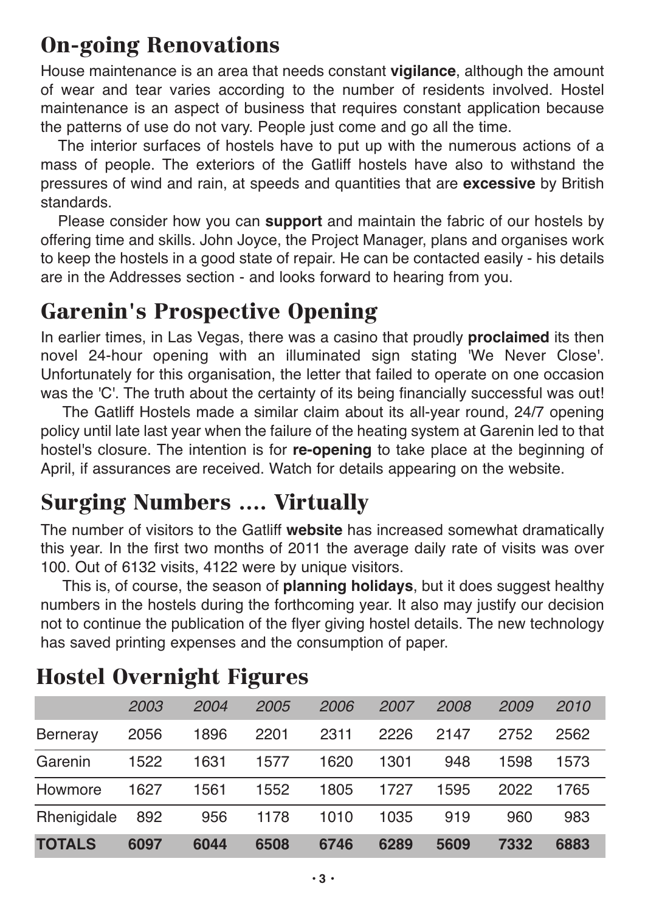## On-going Renovations

House maintenance is an area that needs constant **vigilance**, although the amount of wear and tear varies according to the number of residents involved. Hostel maintenance is an aspect of business that requires constant application because the patterns of use do not vary. People just come and go all the time.

The interior surfaces of hostels have to put up with the numerous actions of a mass of people. The exteriors of the Gatliff hostels have also to withstand the pressures of wind and rain, at speeds and quantities that are **excessive** by British standards.

Please consider how you can **support** and maintain the fabric of our hostels by offering time and skills. John Joyce, the Project Manager, plans and organises work to keep the hostels in a good state of repair. He can be contacted easily - his details are in the Addresses section - and looks forward to hearing from you.

## Garenin's Prospective Opening

In earlier times, in Las Vegas, there was a casino that proudly **proclaimed** its then novel 24-hour opening with an illuminated sign stating 'We Never Close'. Unfortunately for this organisation, the letter that failed to operate on one occasion was the 'C'. The truth about the certainty of its being financially successful was out!

The Gatliff Hostels made a similar claim about its all-year round, 24/7 opening policy until late last year when the failure of the heating system at Garenin led to that hostel's closure. The intention is for **re-opening** to take place at the beginning of April, if assurances are received. Watch for details appearing on the website.

## Surging Numbers .... Virtually

The number of visitors to the Gatliff **website** has increased somewhat dramatically this year. In the first two months of 2011 the average daily rate of visits was over 100. Out of 6132 visits, 4122 were by unique visitors.

This is, of course, the season of **planning holidays**, but it does suggest healthy numbers in the hostels during the forthcoming year. It also may justify our decision not to continue the publication of the flyer giving hostel details. The new technology has saved printing expenses and the consumption of paper.

## Hostel Overnight Figures

| | *2003* | *2004* | *2005* | *2006* | *2007* | *2008* | *2009* | *2010* |
|---|---|---|---|---|---|---|---|---|
| Berneray | 2056 | 1896 | 2201 | 2311 | 2226 | 2147 | 2752 | 2562 |
| Garenin | 1522 | 1631 | 1577 | 1620 | 1301 | 948 | 1598 | 1573 |
| Howmore | 1627 | 1561 | 1552 | 1805 | 1727 | 1595 | 2022 | 1765 |
| Rhenigidale | 892 | 956 | 1178 | 1010 | 1035 | 919 | 960 | 983 |
| **TOTALS** | **6097** | **6044** | **6508** | **6746** | **6289** | **5609** | **7332** | **6883** |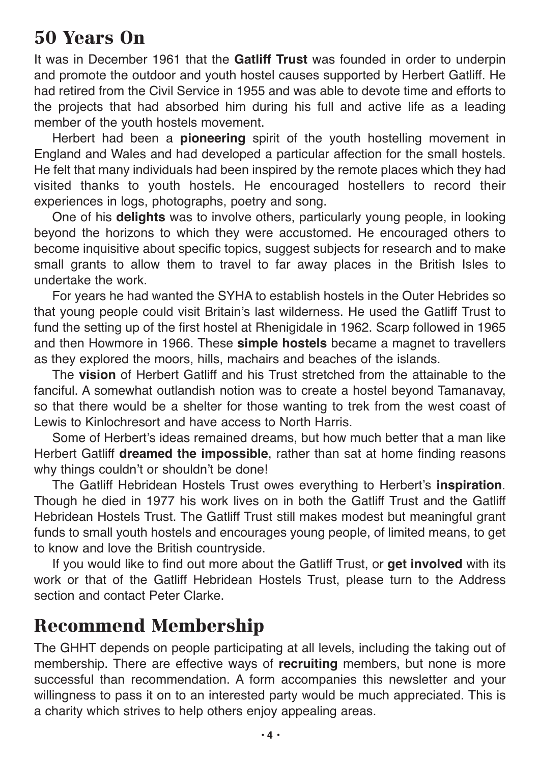## 50 Years On

It was in December 1961 that the **Gatliff Trust** was founded in order to underpin and promote the outdoor and youth hostel causes supported by Herbert Gatliff. He had retired from the Civil Service in 1955 and was able to devote time and efforts to the projects that had absorbed him during his full and active life as a leading member of the youth hostels movement.

Herbert had been a **pioneering** spirit of the youth hostelling movement in England and Wales and had developed a particular affection for the small hostels. He felt that many individuals had been inspired by the remote places which they had visited thanks to youth hostels. He encouraged hostellers to record their experiences in logs, photographs, poetry and song.

One of his **delights** was to involve others, particularly young people, in looking beyond the horizons to which they were accustomed. He encouraged others to become inquisitive about specific topics, suggest subjects for research and to make small grants to allow them to travel to far away places in the British Isles to undertake the work.

For years he had wanted the SYHA to establish hostels in the Outer Hebrides so that young people could visit Britain's last wilderness. He used the Gatliff Trust to fund the setting up of the first hostel at Rhenigidale in 1962. Scarp followed in 1965 and then Howmore in 1966. These **simple hostels** became a magnet to travellers as they explored the moors, hills, machairs and beaches of the islands.

The **vision** of Herbert Gatliff and his Trust stretched from the attainable to the fanciful. A somewhat outlandish notion was to create a hostel beyond Tamanavay, so that there would be a shelter for those wanting to trek from the west coast of Lewis to Kinlochresort and have access to North Harris.

Some of Herbert's ideas remained dreams, but how much better that a man like Herbert Gatliff **dreamed the impossible**, rather than sat at home finding reasons why things couldn't or shouldn't be done!

The Gatliff Hebridean Hostels Trust owes everything to Herbert's **inspiration**. Though he died in 1977 his work lives on in both the Gatliff Trust and the Gatliff Hebridean Hostels Trust. The Gatliff Trust still makes modest but meaningful grant funds to small youth hostels and encourages young people, of limited means, to get to know and love the British countryside.

If you would like to find out more about the Gatliff Trust, or **get involved** with its work or that of the Gatliff Hebridean Hostels Trust, please turn to the Address section and contact Peter Clarke.

## Recommend Membership

The GHHT depends on people participating at all levels, including the taking out of membership. There are effective ways of **recruiting** members, but none is more successful than recommendation. A form accompanies this newsletter and your willingness to pass it on to an interested party would be much appreciated. This is a charity which strives to help others enjoy appealing areas.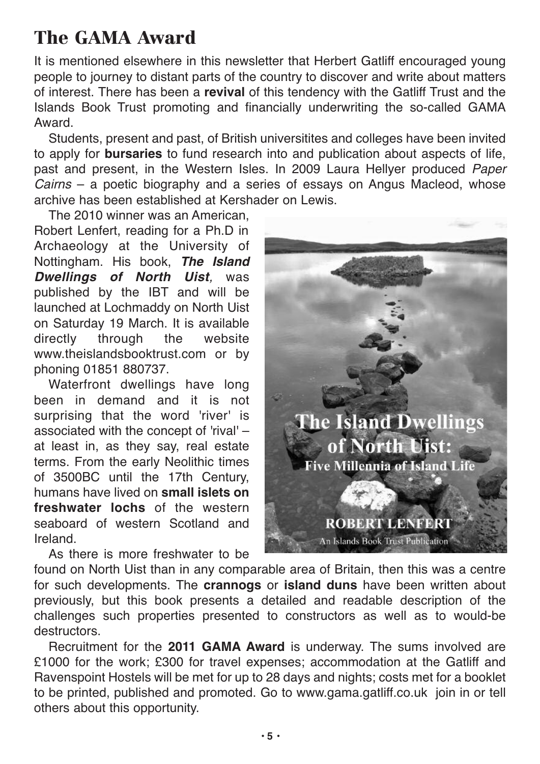# The GAMA Award

It is mentioned elsewhere in this newsletter that Herbert Gatliff encouraged young people to journey to distant parts of the country to discover and write about matters of interest. There has been a **revival** of this tendency with the Gatliff Trust and the Islands Book Trust promoting and financially underwriting the so-called GAMA Award.

Students, present and past, of British universitites and colleges have been invited to apply for **bursaries** to fund research into and publication about aspects of life, past and present, in the Western Isles. In 2009 Laura Hellyer produced *Paper Cairns* – a poetic biography and a series of essays on Angus Macleod, whose archive has been established at Kershader on Lewis.

The 2010 winner was an American, Robert Lenfert, reading for a Ph.D in Archaeology at the University of Nottingham. His book, ***The Island Dwellings of North Uist**,* was published by the IBT and will be launched at Lochmaddy on North Uist on Saturday 19 March. It is available directly through the website www.theislandsbooktrust.com or by phoning 01851 880737.

Waterfront dwellings have long been in demand and it is not surprising that the word 'river' is associated with the concept of 'rival' – at least in, as they say, real estate terms. From the early Neolithic times of 3500BC until the 17th Century, humans have lived on **small islets on freshwater lochs** of the western seaboard of western Scotland and Ireland.

As there is more freshwater to be found on North Uist than in any comparable area of Britain, then this was a centre for such developments. The **crannogs** or **island duns** have been written about previously, but this book presents a detailed and readable description of the challenges such properties presented to constructors as well as to would-be destructors.

Recruitment for the **2011 GAMA Award** is underway. The sums involved are £1000 for the work; £300 for travel expenses; accommodation at the Gatliff and Ravenspoint Hostels will be met for up to 28 days and nights; costs met for a booklet to be printed, published and promoted. Go to www.gama.gatliff.co.uk join in or tell others about this opportunity.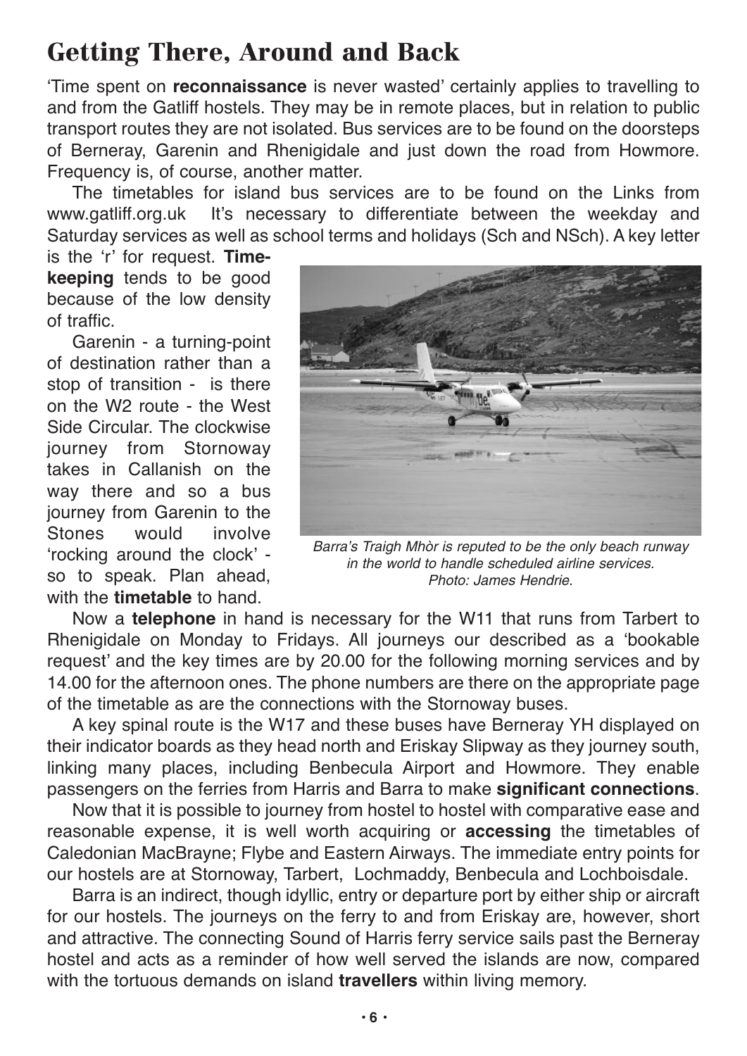# Getting There, Around and Back

'Time spent on **reconnaissance** is never wasted' certainly applies to travelling to and from the Gatliff hostels. They may be in remote places, but in relation to public transport routes they are not isolated. Bus services are to be found on the doorsteps of Berneray, Garenin and Rhenigidale and just down the road from Howmore. Frequency is, of course, another matter.

The timetables for island bus services are to be found on the Links from www.gatliff.org.uk It's necessary to differentiate between the weekday and Saturday services as well as school terms and holidays (Sch and NSch). A key letter is the 'r' for request. **Time-keeping** tends to be good because of the low density of traffic.

Garenin - a turning-point of destination rather than a stop of transition - is there on the W2 route - the West Side Circular. The clockwise journey from Stornoway takes in Callanish on the way there and so a bus journey from Garenin to the Stones would involve 'rocking around the clock' - so to speak. Plan ahead, with the **timetable** to hand.

*Barra's Traigh Mhòr is reputed to be the only beach runway in the world to handle scheduled airline services. Photo: James Hendrie.*

Now a **telephone** in hand is necessary for the W11 that runs from Tarbert to Rhenigidale on Monday to Fridays. All journeys our described as a 'bookable request' and the key times are by 20.00 for the following morning services and by 14.00 for the afternoon ones. The phone numbers are there on the appropriate page of the timetable as are the connections with the Stornoway buses.

A key spinal route is the W17 and these buses have Berneray YH displayed on their indicator boards as they head north and Eriskay Slipway as they journey south, linking many places, including Benbecula Airport and Howmore. They enable passengers on the ferries from Harris and Barra to make **significant connections**.

Now that it is possible to journey from hostel to hostel with comparative ease and reasonable expense, it is well worth acquiring or **accessing** the timetables of Caledonian MacBrayne; Flybe and Eastern Airways. The immediate entry points for our hostels are at Stornoway, Tarbert, Lochmaddy, Benbecula and Lochboisdale.

Barra is an indirect, though idyllic, entry or departure port by either ship or aircraft for our hostels. The journeys on the ferry to and from Eriskay are, however, short and attractive. The connecting Sound of Harris ferry service sails past the Berneray hostel and acts as a reminder of how well served the islands are now, compared with the tortuous demands on island **travellers** within living memory.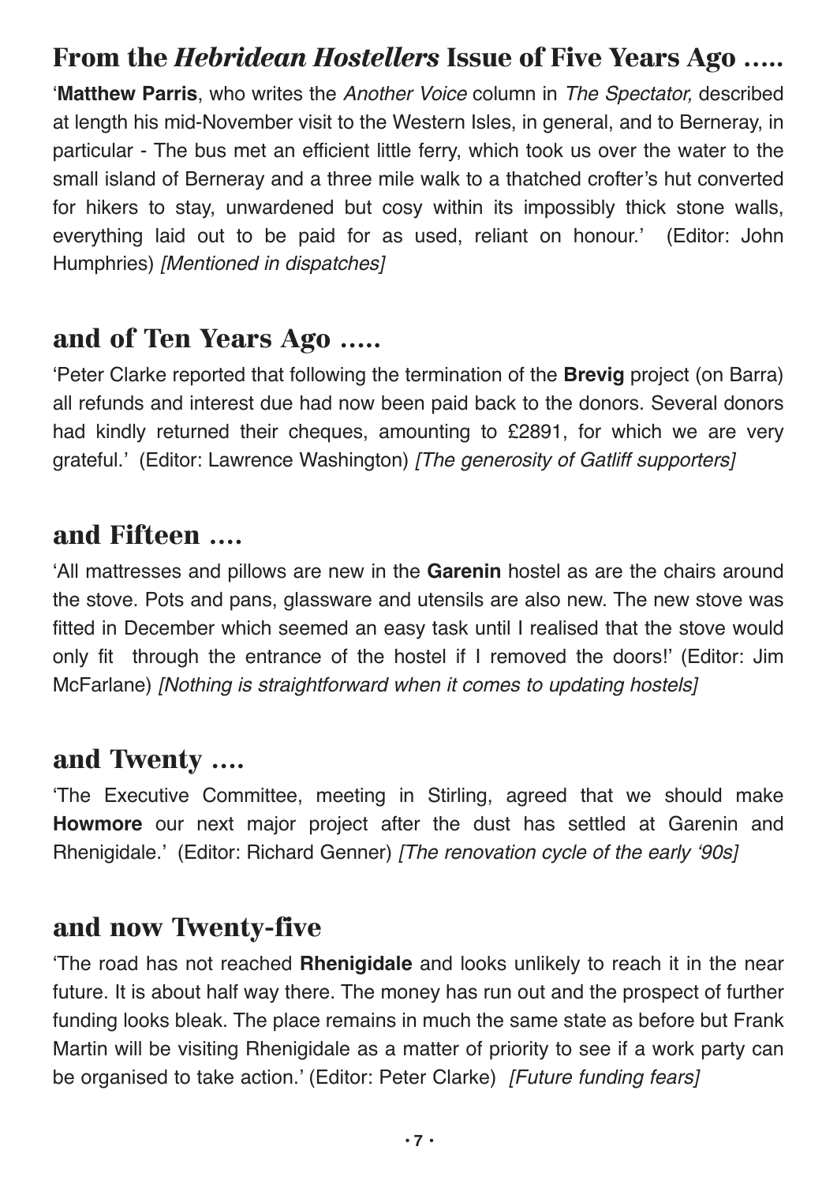## From the *Hebridean Hostellers* Issue of Five Years Ago .....

'**Matthew Parris**, who writes the *Another Voice* column in *The Spectator,* described at length his mid-November visit to the Western Isles, in general, and to Berneray, in particular - The bus met an efficient little ferry, which took us over the water to the small island of Berneray and a three mile walk to a thatched crofter's hut converted for hikers to stay, unwardened but cosy within its impossibly thick stone walls, everything laid out to be paid for as used, reliant on honour.' (Editor: John Humphries) *[Mentioned in dispatches]*

## and of Ten Years Ago .....

'Peter Clarke reported that following the termination of the **Brevig** project (on Barra) all refunds and interest due had now been paid back to the donors. Several donors had kindly returned their cheques, amounting to £2891, for which we are very grateful.' (Editor: Lawrence Washington) *[The generosity of Gatliff supporters]*

## and Fifteen ....

'All mattresses and pillows are new in the **Garenin** hostel as are the chairs around the stove. Pots and pans, glassware and utensils are also new. The new stove was fitted in December which seemed an easy task until I realised that the stove would only fit through the entrance of the hostel if I removed the doors!' (Editor: Jim McFarlane) *[Nothing is straightforward when it comes to updating hostels]*

## and Twenty ....

'The Executive Committee, meeting in Stirling, agreed that we should make **Howmore** our next major project after the dust has settled at Garenin and Rhenigidale.' (Editor: Richard Genner) *[The renovation cycle of the early '90s]*

## and now Twenty-five

'The road has not reached **Rhenigidale** and looks unlikely to reach it in the near future. It is about half way there. The money has run out and the prospect of further funding looks bleak. The place remains in much the same state as before but Frank Martin will be visiting Rhenigidale as a matter of priority to see if a work party can be organised to take action.' (Editor: Peter Clarke) *[Future funding fears]*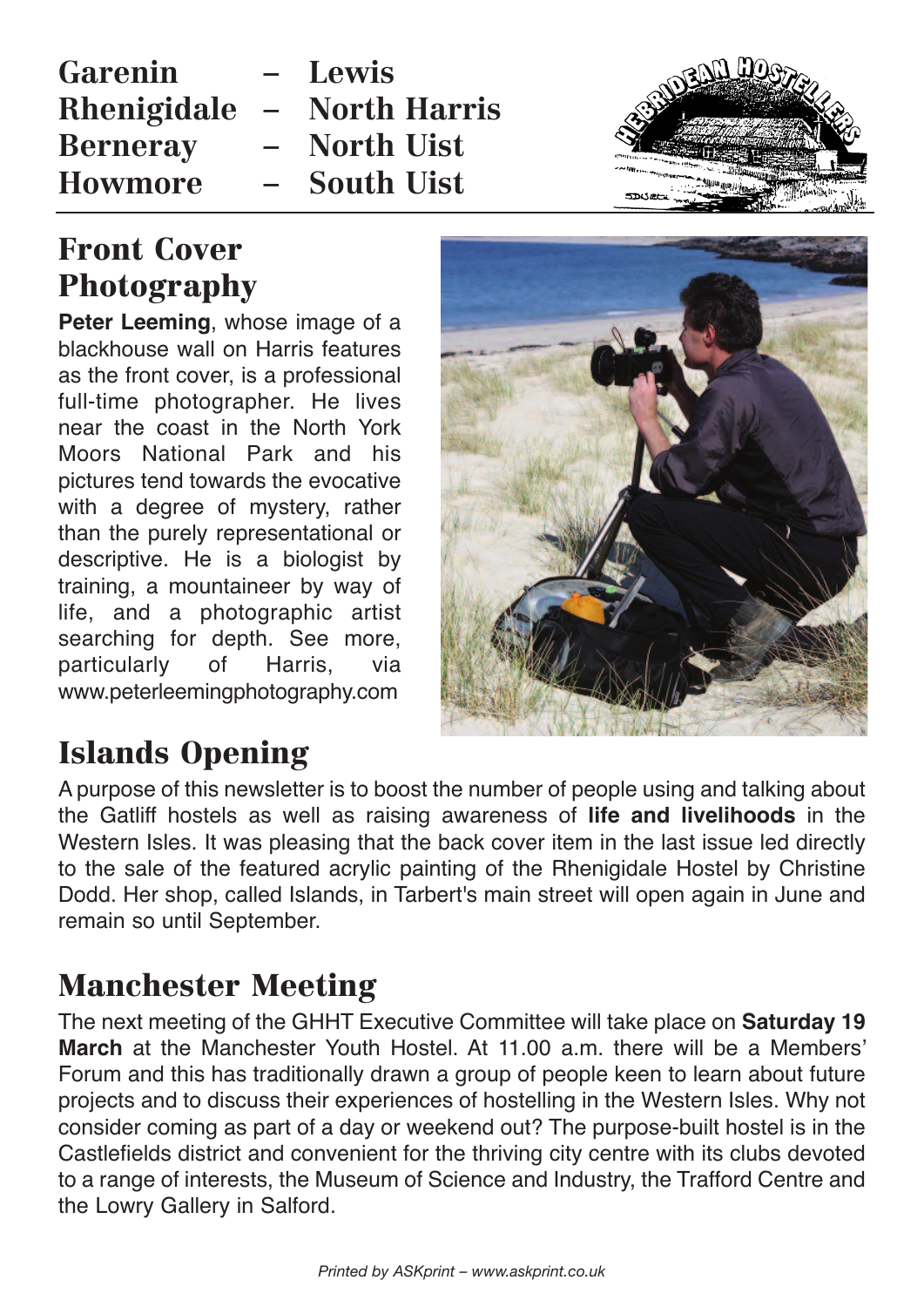**Garenin – Lewis**
**Rhenigidale – North Harris**
**Berneray – North Uist**
**Howmore – South Uist**

## Front Cover Photography

**Peter Leeming**, whose image of a blackhouse wall on Harris features as the front cover, is a professional full-time photographer. He lives near the coast in the North York Moors National Park and his pictures tend towards the evocative with a degree of mystery, rather than the purely representational or descriptive. He is a biologist by training, a mountaineer by way of life, and a photographic artist searching for depth. See more, particularly of Harris, via www.peterleemingphotography.com

## Islands Opening

A purpose of this newsletter is to boost the number of people using and talking about the Gatliff hostels as well as raising awareness of **life and livelihoods** in the Western Isles. It was pleasing that the back cover item in the last issue led directly to the sale of the featured acrylic painting of the Rhenigidale Hostel by Christine Dodd. Her shop, called Islands, in Tarbert's main street will open again in June and remain so until September.

## Manchester Meeting

The next meeting of the GHHT Executive Committee will take place on **Saturday 19 March** at the Manchester Youth Hostel. At 11.00 a.m. there will be a Members' Forum and this has traditionally drawn a group of people keen to learn about future projects and to discuss their experiences of hostelling in the Western Isles. Why not consider coming as part of a day or weekend out? The purpose-built hostel is in the Castlefields district and convenient for the thriving city centre with its clubs devoted to a range of interests, the Museum of Science and Industry, the Trafford Centre and the Lowry Gallery in Salford.

*Printed by ASKprint – www.askprint.co.uk*